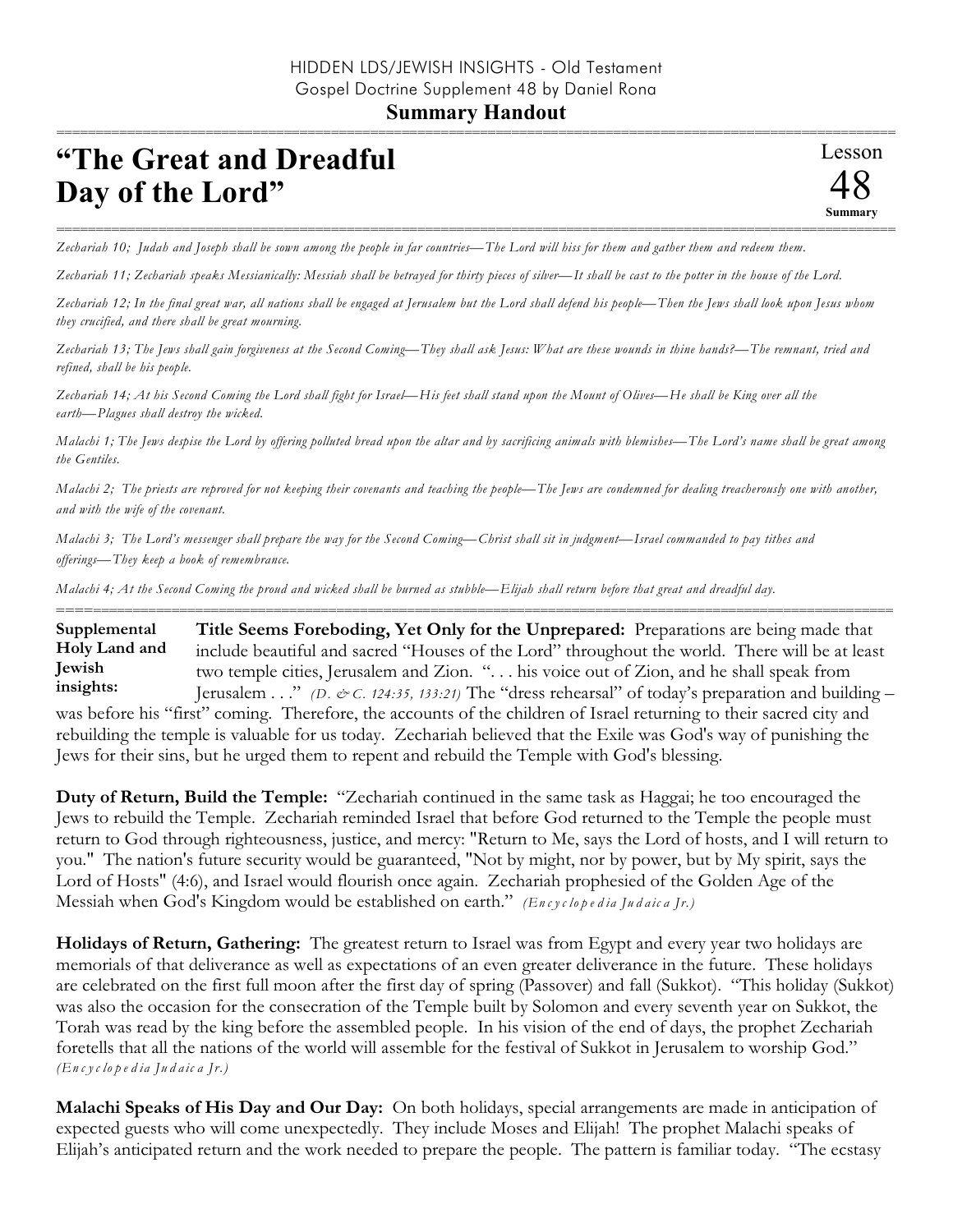HIDDEN LDS/JEWISH INSIGHTS - Old Testament
Gospel Doctrine Supplement 48 by Daniel Rona

**Summary Handout**

# "The Great and Dreadful Day of the Lord"

Lesson 48 **Summary**

*Zechariah 10; Judah and Joseph shall be sown among the people in far countries—The Lord will hiss for them and gather them and redeem them.*

*Zechariah 11; Zechariah speaks Messianically: Messiah shall be betrayed for thirty pieces of silver—It shall be cast to the potter in the house of the Lord.*

*Zechariah 12; In the final great war, all nations shall be engaged at Jerusalem but the Lord shall defend his people—Then the Jews shall look upon Jesus whom they crucified, and there shall be great mourning.*

*Zechariah 13; The Jews shall gain forgiveness at the Second Coming—They shall ask Jesus: What are these wounds in thine hands?—The remnant, tried and refined, shall be his people.*

*Zechariah 14; At his Second Coming the Lord shall fight for Israel—His feet shall stand upon the Mount of Olives—He shall be King over all the earth—Plagues shall destroy the wicked.*

*Malachi 1; The Jews despise the Lord by offering polluted bread upon the altar and by sacrificing animals with blemishes—The Lord's name shall be great among the Gentiles.*

*Malachi 2; The priests are reproved for not keeping their covenants and teaching the people—The Jews are condemned for dealing treacherously one with another, and with the wife of the covenant.*

*Malachi 3; The Lord's messenger shall prepare the way for the Second Coming—Christ shall sit in judgment—Israel commanded to pay tithes and offerings—They keep a book of remembrance.*

*Malachi 4; At the Second Coming the proud and wicked shall be burned as stubble—Elijah shall return before that great and dreadful day.*

**Supplemental Holy Land and Jewish insights:**

**Title Seems Foreboding, Yet Only for the Unprepared:** Preparations are being made that include beautiful and sacred "Houses of the Lord" throughout the world. There will be at least two temple cities, Jerusalem and Zion. ". . . his voice out of Zion, and he shall speak from Jerusalem . . ." *(D. & C. 124:35, 133:21)* The "dress rehearsal" of today's preparation and building – was before his "first" coming. Therefore, the accounts of the children of Israel returning to their sacred city and rebuilding the temple is valuable for us today. Zechariah believed that the Exile was God's way of punishing the Jews for their sins, but he urged them to repent and rebuild the Temple with God's blessing.

**Duty of Return, Build the Temple:** "Zechariah continued in the same task as Haggai; he too encouraged the Jews to rebuild the Temple. Zechariah reminded Israel that before God returned to the Temple the people must return to God through righteousness, justice, and mercy: "Return to Me, says the Lord of hosts, and I will return to you." The nation's future security would be guaranteed, "Not by might, nor by power, but by My spirit, says the Lord of Hosts" (4:6), and Israel would flourish once again. Zechariah prophesied of the Golden Age of the Messiah when God's Kingdom would be established on earth." *(Encyclopedia Judaica Jr.)*

**Holidays of Return, Gathering:** The greatest return to Israel was from Egypt and every year two holidays are memorials of that deliverance as well as expectations of an even greater deliverance in the future. These holidays are celebrated on the first full moon after the first day of spring (Passover) and fall (Sukkot). "This holiday (Sukkot) was also the occasion for the consecration of the Temple built by Solomon and every seventh year on Sukkot, the Torah was read by the king before the assembled people. In his vision of the end of days, the prophet Zechariah foretells that all the nations of the world will assemble for the festival of Sukkot in Jerusalem to worship God." *(Encyclopedia Judaica Jr.)*

**Malachi Speaks of His Day and Our Day:** On both holidays, special arrangements are made in anticipation of expected guests who will come unexpectedly. They include Moses and Elijah! The prophet Malachi speaks of Elijah's anticipated return and the work needed to prepare the people. The pattern is familiar today. "The ecstasy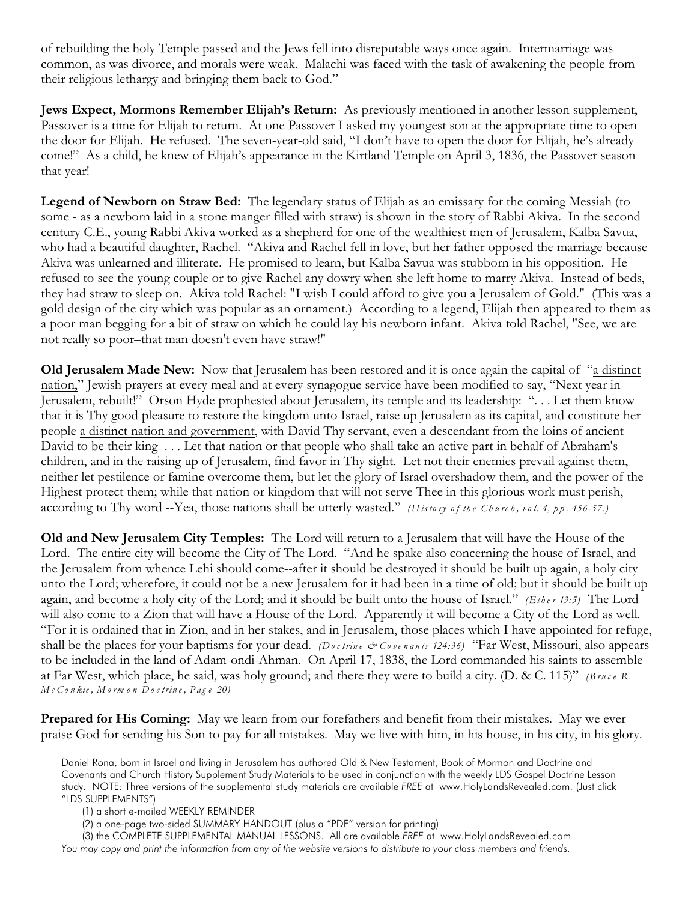of rebuilding the holy Temple passed and the Jews fell into disreputable ways once again. Intermarriage was common, as was divorce, and morals were weak. Malachi was faced with the task of awakening the people from their religious lethargy and bringing them back to God."

**Jews Expect, Mormons Remember Elijah's Return:** As previously mentioned in another lesson supplement, Passover is a time for Elijah to return. At one Passover I asked my youngest son at the appropriate time to open the door for Elijah. He refused. The seven-year-old said, "I don't have to open the door for Elijah, he's already come!" As a child, he knew of Elijah's appearance in the Kirtland Temple on April 3, 1836, the Passover season that year!

**Legend of Newborn on Straw Bed:** The legendary status of Elijah as an emissary for the coming Messiah (to some - as a newborn laid in a stone manger filled with straw) is shown in the story of Rabbi Akiva. In the second century C.E., young Rabbi Akiva worked as a shepherd for one of the wealthiest men of Jerusalem, Kalba Savua, who had a beautiful daughter, Rachel. "Akiva and Rachel fell in love, but her father opposed the marriage because Akiva was unlearned and illiterate. He promised to learn, but Kalba Savua was stubborn in his opposition. He refused to see the young couple or to give Rachel any dowry when she left home to marry Akiva. Instead of beds, they had straw to sleep on. Akiva told Rachel: "I wish I could afford to give you a Jerusalem of Gold." (This was a gold design of the city which was popular as an ornament.) According to a legend, Elijah then appeared to them as a poor man begging for a bit of straw on which he could lay his newborn infant. Akiva told Rachel, "See, we are not really so poor–that man doesn't even have straw!"

**Old Jerusalem Made New:** Now that Jerusalem has been restored and it is once again the capital of "a distinct nation," Jewish prayers at every meal and at every synagogue service have been modified to say, "Next year in Jerusalem, rebuilt!" Orson Hyde prophesied about Jerusalem, its temple and its leadership: ". . . Let them know that it is Thy good pleasure to restore the kingdom unto Israel, raise up Jerusalem as its capital, and constitute her people a distinct nation and government, with David Thy servant, even a descendant from the loins of ancient David to be their king . . . Let that nation or that people who shall take an active part in behalf of Abraham's children, and in the raising up of Jerusalem, find favor in Thy sight. Let not their enemies prevail against them, neither let pestilence or famine overcome them, but let the glory of Israel overshadow them, and the power of the Highest protect them; while that nation or kingdom that will not serve Thee in this glorious work must perish, according to Thy word --Yea, those nations shall be utterly wasted." *(History of the Church, vol. 4, pp. 456-57.)*

**Old and New Jerusalem City Temples:** The Lord will return to a Jerusalem that will have the House of the Lord. The entire city will become the City of The Lord. "And he spake also concerning the house of Israel, and the Jerusalem from whence Lehi should come--after it should be destroyed it should be built up again, a holy city unto the Lord; wherefore, it could not be a new Jerusalem for it had been in a time of old; but it should be built up again, and become a holy city of the Lord; and it should be built unto the house of Israel." *(Ether 13:5)* The Lord will also come to a Zion that will have a House of the Lord. Apparently it will become a City of the Lord as well. "For it is ordained that in Zion, and in her stakes, and in Jerusalem, those places which I have appointed for refuge, shall be the places for your baptisms for your dead. *(Doctrine & Covenants 124:36)* "Far West, Missouri, also appears to be included in the land of Adam-ondi-Ahman. On April 17, 1838, the Lord commanded his saints to assemble at Far West, which place, he said, was holy ground; and there they were to build a city. (D. & C. 115)" *(Bruce R. McConkie, Mormon Doctrine, Page 20)*

**Prepared for His Coming:** May we learn from our forefathers and benefit from their mistakes. May we ever praise God for sending his Son to pay for all mistakes. May we live with him, in his house, in his city, in his glory.

Daniel Rona, born in Israel and living in Jerusalem has authored Old & New Testament, Book of Mormon and Doctrine and Covenants and Church History Supplement Study Materials to be used in conjunction with the weekly LDS Gospel Doctrine Lesson study. NOTE: Three versions of the supplemental study materials are available *FREE* at www.HolyLandsRevealed.com. (Just click "LDS SUPPLEMENTS")

(1) a short e-mailed WEEKLY REMINDER

(2) a one-page two-sided SUMMARY HANDOUT (plus a "PDF" version for printing)

(3) the COMPLETE SUPPLEMENTAL MANUAL LESSONS. All are available *FREE* at www.HolyLandsRevealed.com

*You may copy and print the information from any of the website versions to distribute to your class members and friends.*